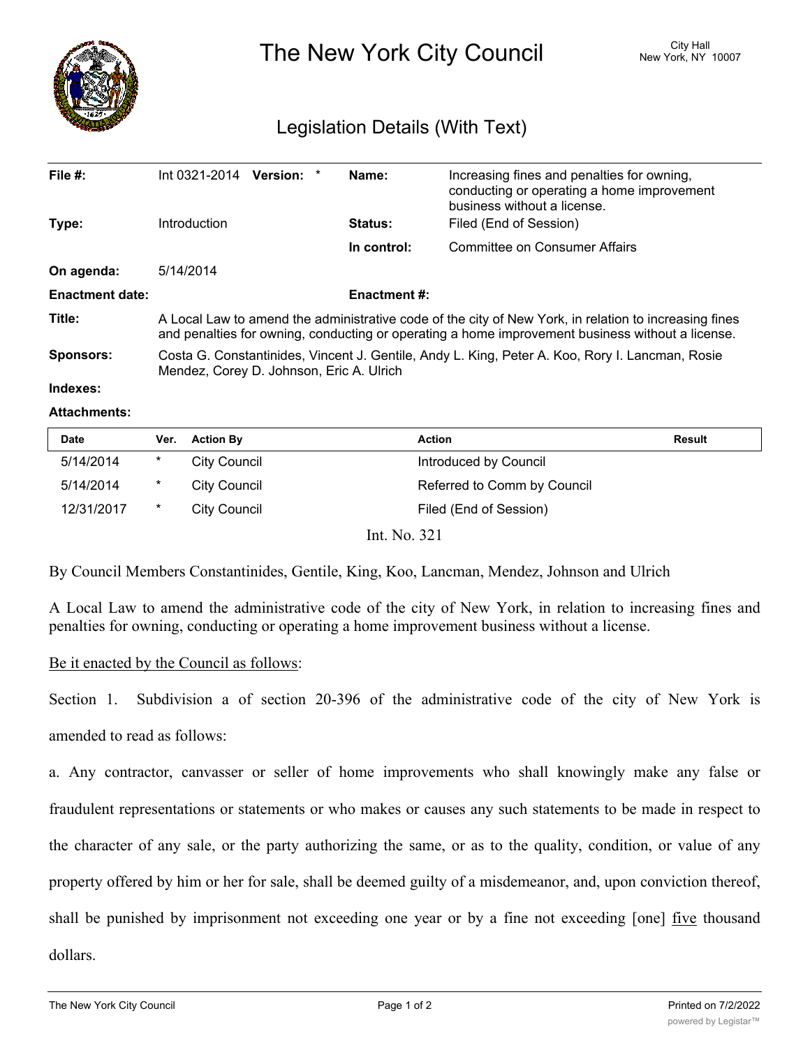# The New York City Council

City Hall
New York, NY 10007

## Legislation Details (With Text)

| | | | |
|---|---|---|---|
| **File #:** | Int 0321-2014 **Version:** * | **Name:** | Increasing fines and penalties for owning, conducting or operating a home improvement business without a license. |
| **Type:** | Introduction | **Status:** | Filed (End of Session) |
| | | **In control:** | Committee on Consumer Affairs |
| **On agenda:** | 5/14/2014 | | |
| **Enactment date:** | | **Enactment #:** | |

**Title:** A Local Law to amend the administrative code of the city of New York, in relation to increasing fines and penalties for owning, conducting or operating a home improvement business without a license.

**Sponsors:** Costa G. Constantinides, Vincent J. Gentile, Andy L. King, Peter A. Koo, Rory I. Lancman, Rosie Mendez, Corey D. Johnson, Eric A. Ulrich

**Indexes:**

**Attachments:**

| Date | Ver. | Action By | Action | Result |
|---|---|---|---|---|
| 5/14/2014 | * | City Council | Introduced by Council | |
| 5/14/2014 | * | City Council | Referred to Comm by Council | |
| 12/31/2017 | * | City Council | Filed (End of Session) | |

Int. No. 321

By Council Members Constantinides, Gentile, King, Koo, Lancman, Mendez, Johnson and Ulrich

A Local Law to amend the administrative code of the city of New York, in relation to increasing fines and penalties for owning, conducting or operating a home improvement business without a license.

Be it enacted by the Council as follows:

Section 1. Subdivision a of section 20-396 of the administrative code of the city of New York is amended to read as follows:

a. Any contractor, canvasser or seller of home improvements who shall knowingly make any false or fraudulent representations or statements or who makes or causes any such statements to be made in respect to the character of any sale, or the party authorizing the same, or as to the quality, condition, or value of any property offered by him or her for sale, shall be deemed guilty of a misdemeanor, and, upon conviction thereof, shall be punished by imprisonment not exceeding one year or by a fine not exceeding [one] five thousand dollars.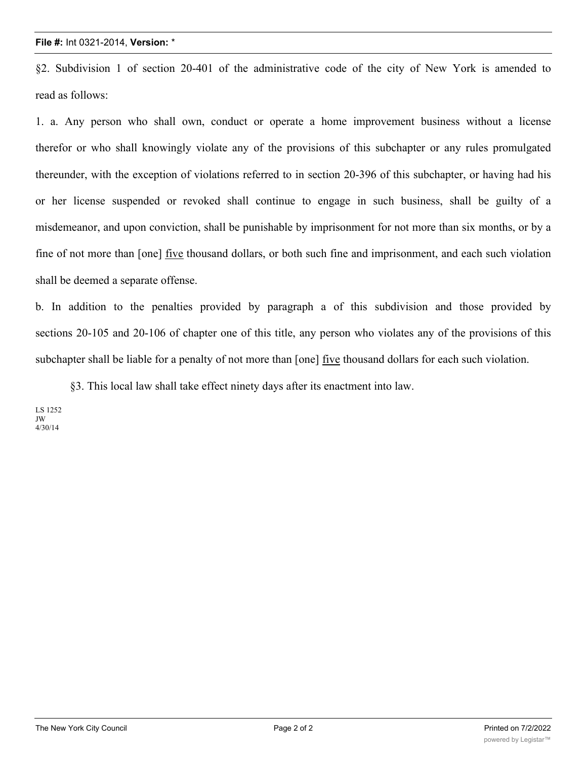§2. Subdivision 1 of section 20-401 of the administrative code of the city of New York is amended to read as follows:

1. a. Any person who shall own, conduct or operate a home improvement business without a license therefor or who shall knowingly violate any of the provisions of this subchapter or any rules promulgated thereunder, with the exception of violations referred to in section 20-396 of this subchapter, or having had his or her license suspended or revoked shall continue to engage in such business, shall be guilty of a misdemeanor, and upon conviction, shall be punishable by imprisonment for not more than six months, or by a fine of not more than [one] <u>five</u> thousand dollars, or both such fine and imprisonment, and each such violation shall be deemed a separate offense.

b. In addition to the penalties provided by paragraph a of this subdivision and those provided by sections 20-105 and 20-106 of chapter one of this title, any person who violates any of the provisions of this subchapter shall be liable for a penalty of not more than [one] <u>five</u> thousand dollars for each such violation.

§3. This local law shall take effect ninety days after its enactment into law.

LS 1252
JW
4/30/14